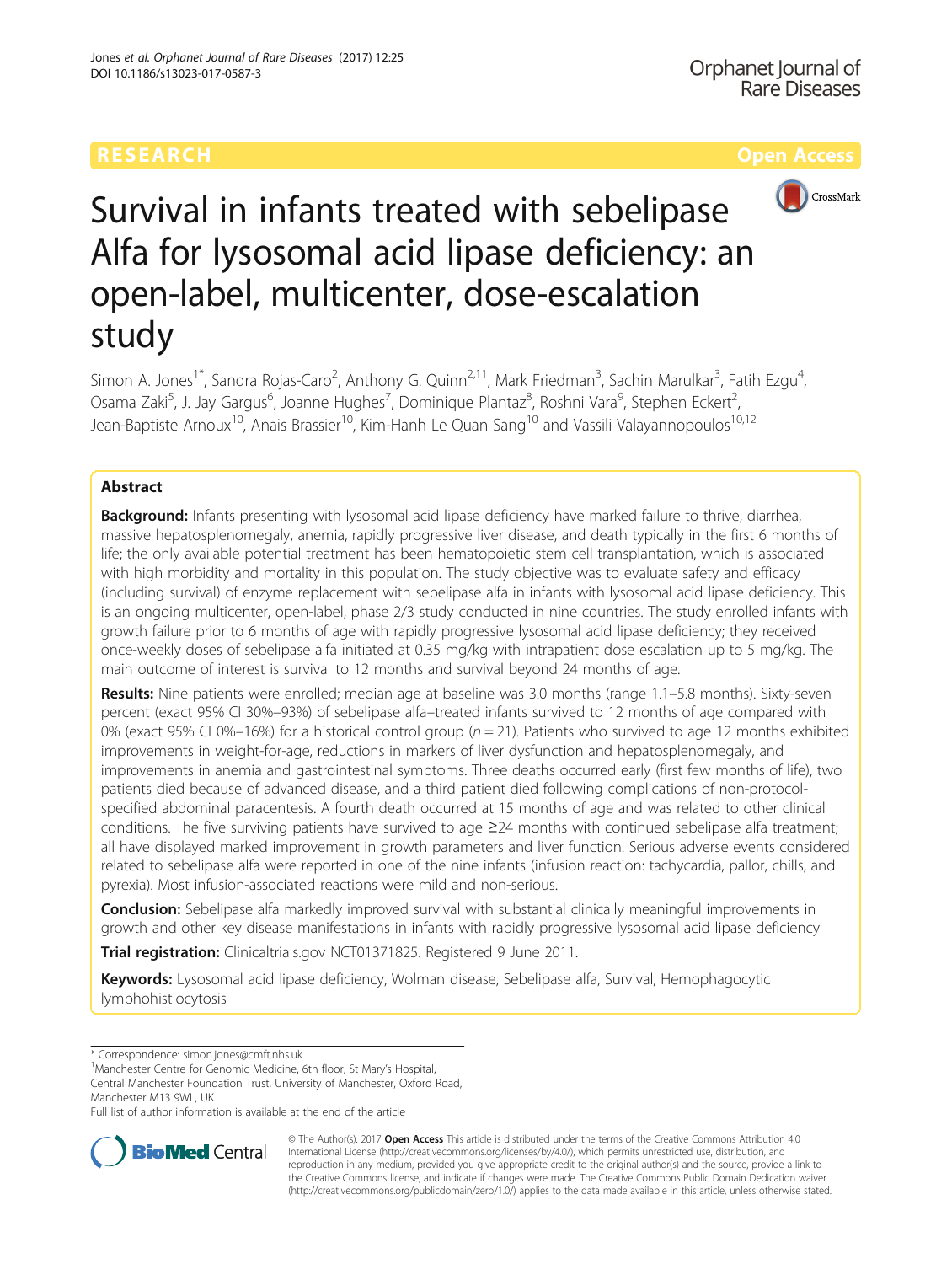RESEARCH

Open Access

# Survival in infants treated with sebelipase Alfa for lysosomal acid lipase deficiency: an open-label, multicenter, dose-escalation study

Simon A. Jones[1*], Sandra Rojas-Caro[2], Anthony G. Quinn[2,11], Mark Friedman[3], Sachin Marulkar[3], Fatih Ezgu[4], Osama Zaki[5], J. Jay Gargus[6], Joanne Hughes[7], Dominique Plantaz[8], Roshni Vara[9], Stephen Eckert[2], Jean-Baptiste Arnoux[10], Anais Brassier[10], Kim-Hanh Le Quan Sang[10] and Vassili Valayannopoulos[10,12]

## Abstract

**Background:** Infants presenting with lysosomal acid lipase deficiency have marked failure to thrive, diarrhea, massive hepatosplenomegaly, anemia, rapidly progressive liver disease, and death typically in the first 6 months of life; the only available potential treatment has been hematopoietic stem cell transplantation, which is associated with high morbidity and mortality in this population. The study objective was to evaluate safety and efficacy (including survival) of enzyme replacement with sebelipase alfa in infants with lysosomal acid lipase deficiency. This is an ongoing multicenter, open-label, phase 2/3 study conducted in nine countries. The study enrolled infants with growth failure prior to 6 months of age with rapidly progressive lysosomal acid lipase deficiency; they received once-weekly doses of sebelipase alfa initiated at 0.35 mg/kg with intrapatient dose escalation up to 5 mg/kg. The main outcome of interest is survival to 12 months and survival beyond 24 months of age.

**Results:** Nine patients were enrolled; median age at baseline was 3.0 months (range 1.1–5.8 months). Sixty-seven percent (exact 95% CI 30%–93%) of sebelipase alfa–treated infants survived to 12 months of age compared with 0% (exact 95% CI 0%–16%) for a historical control group ($n = 21$). Patients who survived to age 12 months exhibited improvements in weight-for-age, reductions in markers of liver dysfunction and hepatosplenomegaly, and improvements in anemia and gastrointestinal symptoms. Three deaths occurred early (first few months of life), two patients died because of advanced disease, and a third patient died following complications of non-protocol-specified abdominal paracentesis. A fourth death occurred at 15 months of age and was related to other clinical conditions. The five surviving patients have survived to age ≥24 months with continued sebelipase alfa treatment; all have displayed marked improvement in growth parameters and liver function. Serious adverse events considered related to sebelipase alfa were reported in one of the nine infants (infusion reaction: tachycardia, pallor, chills, and pyrexia). Most infusion-associated reactions were mild and non-serious.

**Conclusion:** Sebelipase alfa markedly improved survival with substantial clinically meaningful improvements in growth and other key disease manifestations in infants with rapidly progressive lysosomal acid lipase deficiency

**Trial registration:** Clinicaltrials.gov NCT01371825. Registered 9 June 2011.

**Keywords:** Lysosomal acid lipase deficiency, Wolman disease, Sebelipase alfa, Survival, Hemophagocytic lymphohistiocytosis

---

\* Correspondence: simon.jones@cmft.nhs.uk

[1]Manchester Centre for Genomic Medicine, 6th floor, St Mary's Hospital, Central Manchester Foundation Trust, University of Manchester, Oxford Road, Manchester M13 9WL, UK

Full list of author information is available at the end of the article

© The Author(s). 2017 **Open Access** This article is distributed under the terms of the Creative Commons Attribution 4.0 International License (http://creativecommons.org/licenses/by/4.0/), which permits unrestricted use, distribution, and reproduction in any medium, provided you give appropriate credit to the original author(s) and the source, provide a link to the Creative Commons license, and indicate if changes were made. The Creative Commons Public Domain Dedication waiver (http://creativecommons.org/publicdomain/zero/1.0/) applies to the data made available in this article, unless otherwise stated.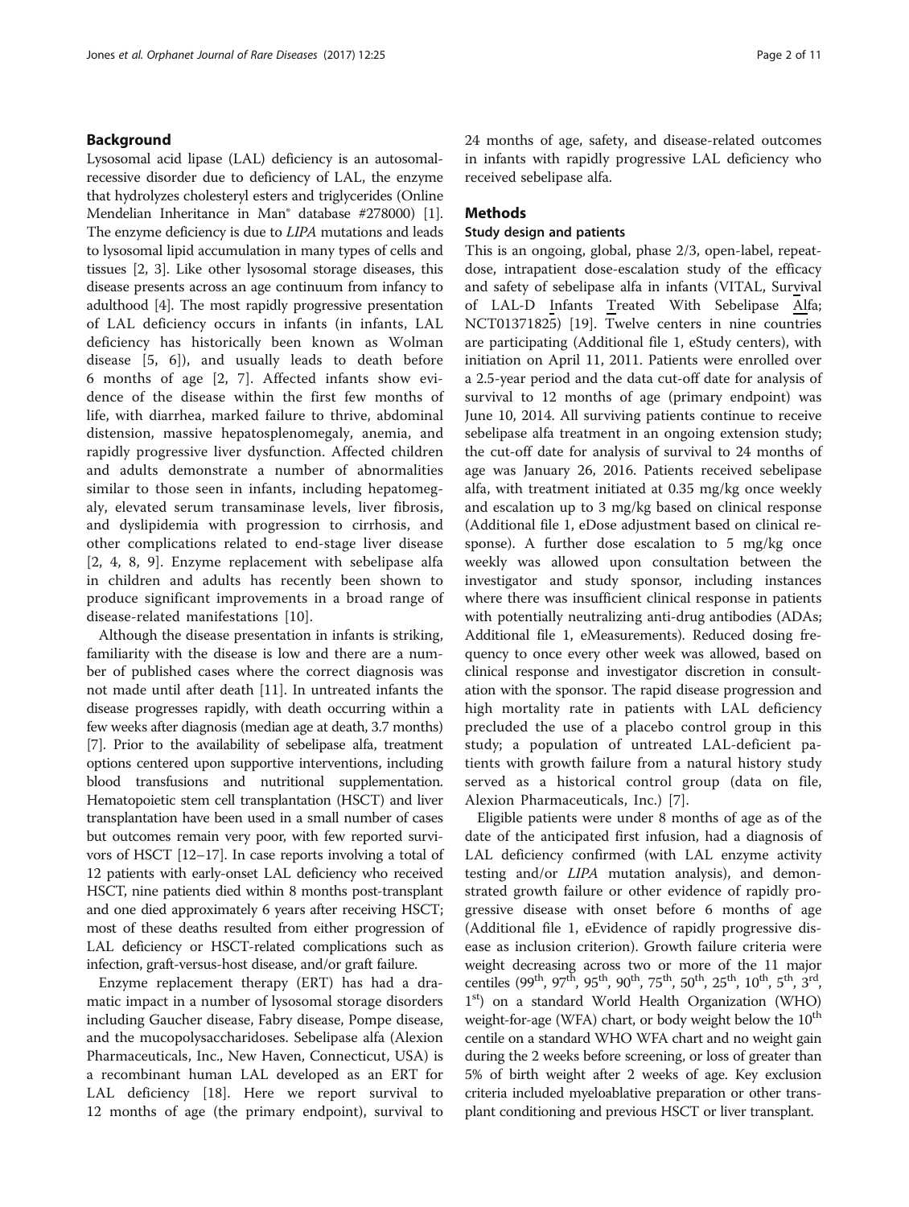## Background

Lysosomal acid lipase (LAL) deficiency is an autosomal-recessive disorder due to deficiency of LAL, the enzyme that hydrolyzes cholesteryl esters and triglycerides (Online Mendelian Inheritance in Man® database #278000) [1]. The enzyme deficiency is due to *LIPA* mutations and leads to lysosomal lipid accumulation in many types of cells and tissues [2, 3]. Like other lysosomal storage diseases, this disease presents across an age continuum from infancy to adulthood [4]. The most rapidly progressive presentation of LAL deficiency occurs in infants (in infants, LAL deficiency has historically been known as Wolman disease [5, 6]), and usually leads to death before 6 months of age [2, 7]. Affected infants show evidence of the disease within the first few months of life, with diarrhea, marked failure to thrive, abdominal distension, massive hepatosplenomegaly, anemia, and rapidly progressive liver dysfunction. Affected children and adults demonstrate a number of abnormalities similar to those seen in infants, including hepatomegaly, elevated serum transaminase levels, liver fibrosis, and dyslipidemia with progression to cirrhosis, and other complications related to end-stage liver disease [2, 4, 8, 9]. Enzyme replacement with sebelipase alfa in children and adults has recently been shown to produce significant improvements in a broad range of disease-related manifestations [10].

Although the disease presentation in infants is striking, familiarity with the disease is low and there are a number of published cases where the correct diagnosis was not made until after death [11]. In untreated infants the disease progresses rapidly, with death occurring within a few weeks after diagnosis (median age at death, 3.7 months) [7]. Prior to the availability of sebelipase alfa, treatment options centered upon supportive interventions, including blood transfusions and nutritional supplementation. Hematopoietic stem cell transplantation (HSCT) and liver transplantation have been used in a small number of cases but outcomes remain very poor, with few reported survivors of HSCT [12–17]. In case reports involving a total of 12 patients with early-onset LAL deficiency who received HSCT, nine patients died within 8 months post-transplant and one died approximately 6 years after receiving HSCT; most of these deaths resulted from either progression of LAL deficiency or HSCT-related complications such as infection, graft-versus-host disease, and/or graft failure.

Enzyme replacement therapy (ERT) has had a dramatic impact in a number of lysosomal storage disorders including Gaucher disease, Fabry disease, Pompe disease, and the mucopolysaccharidoses. Sebelipase alfa (Alexion Pharmaceuticals, Inc., New Haven, Connecticut, USA) is a recombinant human LAL developed as an ERT for LAL deficiency [18]. Here we report survival to 12 months of age (the primary endpoint), survival to 24 months of age, safety, and disease-related outcomes in infants with rapidly progressive LAL deficiency who received sebelipase alfa.

## Methods

### Study design and patients

This is an ongoing, global, phase 2/3, open-label, repeat-dose, intrapatient dose-escalation study of the efficacy and safety of sebelipase alfa in infants (VITAL, Survival of LAL-D Infants Treated With Sebelipase Alfa; NCT01371825) [19]. Twelve centers in nine countries are participating (Additional file 1, eStudy centers), with initiation on April 11, 2011. Patients were enrolled over a 2.5-year period and the data cut-off date for analysis of survival to 12 months of age (primary endpoint) was June 10, 2014. All surviving patients continue to receive sebelipase alfa treatment in an ongoing extension study; the cut-off date for analysis of survival to 24 months of age was January 26, 2016. Patients received sebelipase alfa, with treatment initiated at 0.35 mg/kg once weekly and escalation up to 3 mg/kg based on clinical response (Additional file 1, eDose adjustment based on clinical response). A further dose escalation to 5 mg/kg once weekly was allowed upon consultation between the investigator and study sponsor, including instances where there was insufficient clinical response in patients with potentially neutralizing anti-drug antibodies (ADAs; Additional file 1, eMeasurements). Reduced dosing frequency to once every other week was allowed, based on clinical response and investigator discretion in consultation with the sponsor. The rapid disease progression and high mortality rate in patients with LAL deficiency precluded the use of a placebo control group in this study; a population of untreated LAL-deficient patients with growth failure from a natural history study served as a historical control group (data on file, Alexion Pharmaceuticals, Inc.) [7].

Eligible patients were under 8 months of age as of the date of the anticipated first infusion, had a diagnosis of LAL deficiency confirmed (with LAL enzyme activity testing and/or *LIPA* mutation analysis), and demonstrated growth failure or other evidence of rapidly progressive disease with onset before 6 months of age (Additional file 1, eEvidence of rapidly progressive disease as inclusion criterion). Growth failure criteria were weight decreasing across two or more of the 11 major centiles (99$^{th}$, 97$^{th}$, 95$^{th}$, 90$^{th}$, 75$^{th}$, 50$^{th}$, 25$^{th}$, 10$^{th}$, 5$^{th}$, 3$^{rd}$, 1$^{st}$) on a standard World Health Organization (WHO) weight-for-age (WFA) chart, or body weight below the 10$^{th}$ centile on a standard WHO WFA chart and no weight gain during the 2 weeks before screening, or loss of greater than 5% of birth weight after 2 weeks of age. Key exclusion criteria included myeloablative preparation or other transplant conditioning and previous HSCT or liver transplant.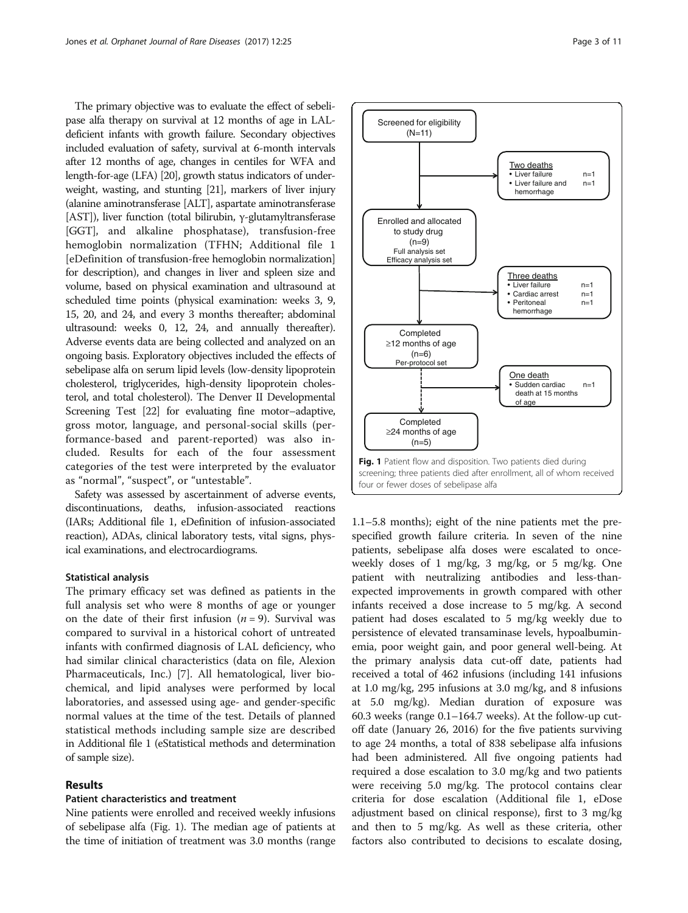The primary objective was to evaluate the effect of sebelipase alfa therapy on survival at 12 months of age in LAL-deficient infants with growth failure. Secondary objectives included evaluation of safety, survival at 6-month intervals after 12 months of age, changes in centiles for WFA and length-for-age (LFA) [20], growth status indicators of underweight, wasting, and stunting [21], markers of liver injury (alanine aminotransferase [ALT], aspartate aminotransferase [AST]), liver function (total bilirubin, γ-glutamyltransferase [GGT], and alkaline phosphatase), transfusion-free hemoglobin normalization (TFHN; Additional file 1 [eDefinition of transfusion-free hemoglobin normalization] for description), and changes in liver and spleen size and volume, based on physical examination and ultrasound at scheduled time points (physical examination: weeks 3, 9, 15, 20, and 24, and every 3 months thereafter; abdominal ultrasound: weeks 0, 12, 24, and annually thereafter). Adverse events data are being collected and analyzed on an ongoing basis. Exploratory objectives included the effects of sebelipase alfa on serum lipid levels (low-density lipoprotein cholesterol, triglycerides, high-density lipoprotein cholesterol, and total cholesterol). The Denver II Developmental Screening Test [22] for evaluating fine motor–adaptive, gross motor, language, and personal-social skills (performance-based and parent-reported) was also included. Results for each of the four assessment categories of the test were interpreted by the evaluator as "normal", "suspect", or "untestable".

Safety was assessed by ascertainment of adverse events, discontinuations, deaths, infusion-associated reactions (IARs; Additional file 1, eDefinition of infusion-associated reaction), ADAs, clinical laboratory tests, vital signs, physical examinations, and electrocardiograms.

### Statistical analysis

The primary efficacy set was defined as patients in the full analysis set who were 8 months of age or younger on the date of their first infusion ($n = 9$). Survival was compared to survival in a historical cohort of untreated infants with confirmed diagnosis of LAL deficiency, who had similar clinical characteristics (data on file, Alexion Pharmaceuticals, Inc.) [7]. All hematological, liver biochemical, and lipid analyses were performed by local laboratories, and assessed using age- and gender-specific normal values at the time of the test. Details of planned statistical methods including sample size are described in Additional file 1 (eStatistical methods and determination of sample size).

## Results

### Patient characteristics and treatment

Nine patients were enrolled and received weekly infusions of sebelipase alfa (Fig. 1). The median age of patients at the time of initiation of treatment was 3.0 months (range 1.1–5.8 months); eight of the nine patients met the prespecified growth failure criteria. In seven of the nine patients, sebelipase alfa doses were escalated to once-weekly doses of 1 mg/kg, 3 mg/kg, or 5 mg/kg. One patient with neutralizing antibodies and less-than-expected improvements in growth compared with other infants received a dose increase to 5 mg/kg. A second patient had doses escalated to 5 mg/kg weekly due to persistence of elevated transaminase levels, hypoalbuminemia, poor weight gain, and poor general well-being. At the primary analysis data cut-off date, patients had received a total of 462 infusions (including 141 infusions at 1.0 mg/kg, 295 infusions at 3.0 mg/kg, and 8 infusions at 5.0 mg/kg). Median duration of exposure was 60.3 weeks (range 0.1–164.7 weeks). At the follow-up cut-off date (January 26, 2016) for the five patients surviving to age 24 months, a total of 838 sebelipase alfa infusions had been administered. All five ongoing patients had required a dose escalation to 3.0 mg/kg and two patients were receiving 5.0 mg/kg. The protocol contains clear criteria for dose escalation (Additional file 1, eDose adjustment based on clinical response), first to 3 mg/kg and then to 5 mg/kg. As well as these criteria, other factors also contributed to decisions to escalate dosing,

Screened for eligibility (N=11)

Two deaths
- Liver failure n=1
- Liver failure and hemorrhage n=1

Enrolled and allocated to study drug (n=9)
Full analysis set
Efficacy analysis set

Three deaths
- Liver failure n=1
- Cardiac arrest n=1
- Peritoneal hemorrhage n=1

Completed ≥12 months of age (n=6)
Per-protocol set

One death
- Sudden cardiac death at 15 months of age n=1

Completed ≥24 months of age (n=5)

**Fig. 1** Patient flow and disposition. Two patients died during screening; three patients died after enrollment, all of whom received four or fewer doses of sebelipase alfa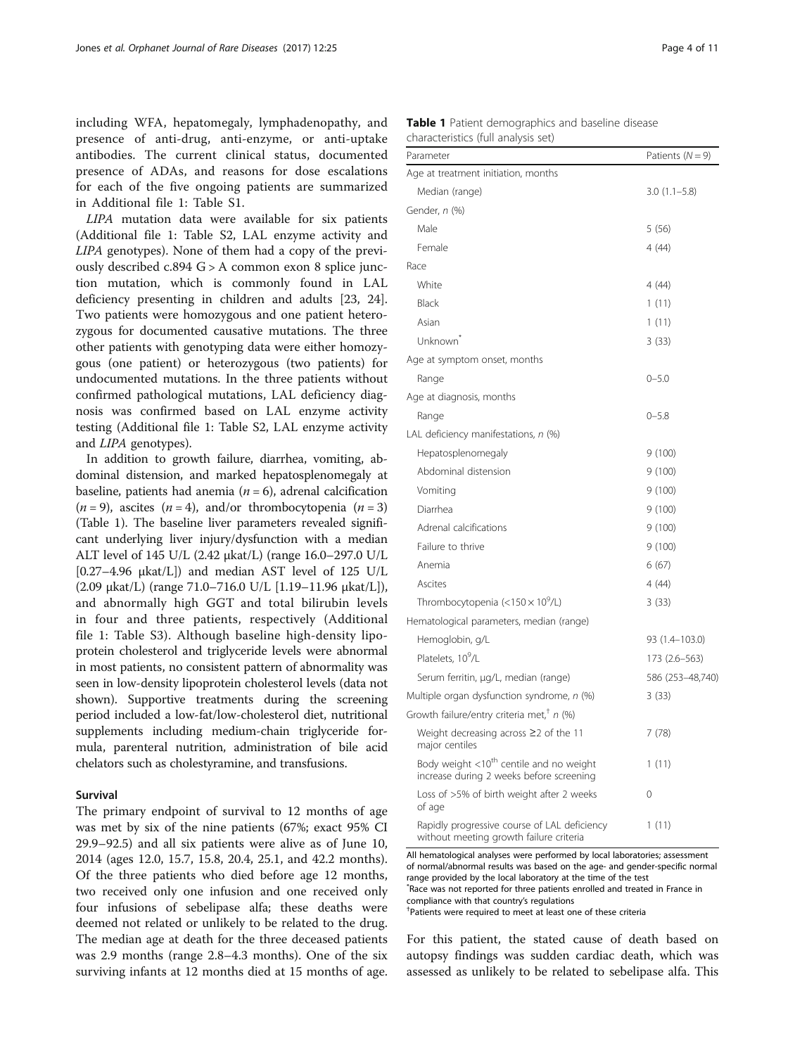including WFA, hepatomegaly, lymphadenopathy, and presence of anti-drug, anti-enzyme, or anti-uptake antibodies. The current clinical status, documented presence of ADAs, and reasons for dose escalations for each of the five ongoing patients are summarized in Additional file 1: Table S1.

*LIPA* mutation data were available for six patients (Additional file 1: Table S2, LAL enzyme activity and *LIPA* genotypes). None of them had a copy of the previously described c.894 G > A common exon 8 splice junction mutation, which is commonly found in LAL deficiency presenting in children and adults [23, 24]. Two patients were homozygous and one patient heterozygous for documented causative mutations. The three other patients with genotyping data were either homozygous (one patient) or heterozygous (two patients) for undocumented mutations. In the three patients without confirmed pathological mutations, LAL deficiency diagnosis was confirmed based on LAL enzyme activity testing (Additional file 1: Table S2, LAL enzyme activity and *LIPA* genotypes).

In addition to growth failure, diarrhea, vomiting, abdominal distension, and marked hepatosplenomegaly at baseline, patients had anemia ($n = 6$), adrenal calcification ($n = 9$), ascites ($n = 4$), and/or thrombocytopenia ($n = 3$) (Table 1). The baseline liver parameters revealed significant underlying liver injury/dysfunction with a median ALT level of 145 U/L (2.42 μkat/L) (range 16.0–297.0 U/L [0.27–4.96 μkat/L]) and median AST level of 125 U/L (2.09 μkat/L) (range 71.0–716.0 U/L [1.19–11.96 μkat/L]), and abnormally high GGT and total bilirubin levels in four and three patients, respectively (Additional file 1: Table S3). Although baseline high-density lipoprotein cholesterol and triglyceride levels were abnormal in most patients, no consistent pattern of abnormality was seen in low-density lipoprotein cholesterol levels (data not shown). Supportive treatments during the screening period included a low-fat/low-cholesterol diet, nutritional supplements including medium-chain triglyceride formula, parenteral nutrition, administration of bile acid chelators such as cholestyramine, and transfusions.

**Table 1** Patient demographics and baseline disease characteristics (full analysis set)

| Parameter | Patients ($N = 9$) |
|---|---|
| Age at treatment initiation, months | |
| Median (range) | 3.0 (1.1–5.8) |
| Gender, *n* (%) | |
| Male | 5 (56) |
| Female | 4 (44) |
| Race | |
| White | 4 (44) |
| Black | 1 (11) |
| Asian | 1 (11) |
| Unknown* | 3 (33) |
| Age at symptom onset, months | |
| Range | 0–5.0 |
| Age at diagnosis, months | |
| Range | 0–5.8 |
| LAL deficiency manifestations, *n* (%) | |
| Hepatosplenomegaly | 9 (100) |
| Abdominal distension | 9 (100) |
| Vomiting | 9 (100) |
| Diarrhea | 9 (100) |
| Adrenal calcifications | 9 (100) |
| Failure to thrive | 9 (100) |
| Anemia | 6 (67) |
| Ascites | 4 (44) |
| Thrombocytopenia ($<150 \times 10^9$/L) | 3 (33) |
| Hematological parameters, median (range) | |
| Hemoglobin, g/L | 93 (1.4–103.0) |
| Platelets, $10^9$/L | 173 (2.6–563) |
| Serum ferritin, μg/L, median (range) | 586 (253–48,740) |
| Multiple organ dysfunction syndrome, *n* (%) | 3 (33) |
| Growth failure/entry criteria met,† *n* (%) | |
| Weight decreasing across ≥2 of the 11 major centiles | 7 (78) |
| Body weight <10th centile and no weight increase during 2 weeks before screening | 1 (11) |
| Loss of >5% of birth weight after 2 weeks of age | 0 |
| Rapidly progressive course of LAL deficiency without meeting growth failure criteria | 1 (11) |

All hematological analyses were performed by local laboratories; assessment of normal/abnormal results was based on the age- and gender-specific normal range provided by the local laboratory at the time of the test
*Race was not reported for three patients enrolled and treated in France in compliance with that country's regulations
†Patients were required to meet at least one of these criteria

### Survival

The primary endpoint of survival to 12 months of age was met by six of the nine patients (67%; exact 95% CI 29.9–92.5) and all six patients were alive as of June 10, 2014 (ages 12.0, 15.7, 15.8, 20.4, 25.1, and 42.2 months). Of the three patients who died before age 12 months, two received only one infusion and one received only four infusions of sebelipase alfa; these deaths were deemed not related or unlikely to be related to the drug. The median age at death for the three deceased patients was 2.9 months (range 2.8–4.3 months). One of the six surviving infants at 12 months died at 15 months of age. For this patient, the stated cause of death based on autopsy findings was sudden cardiac death, which was assessed as unlikely to be related to sebelipase alfa. This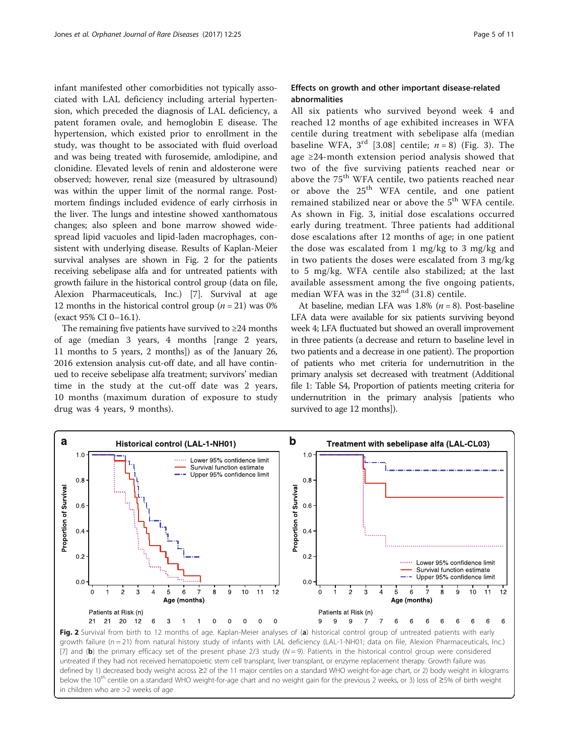infant manifested other comorbidities not typically associated with LAL deficiency including arterial hypertension, which preceded the diagnosis of LAL deficiency, a patent foramen ovale, and hemoglobin E disease. The hypertension, which existed prior to enrollment in the study, was thought to be associated with fluid overload and was being treated with furosemide, amlodipine, and clonidine. Elevated levels of renin and aldosterone were observed; however, renal size (measured by ultrasound) was within the upper limit of the normal range. Postmortem findings included evidence of early cirrhosis in the liver. The lungs and intestine showed xanthomatous changes; also spleen and bone marrow showed widespread lipid vacuoles and lipid-laden macrophages, consistent with underlying disease. Results of Kaplan-Meier survival analyses are shown in Fig. 2 for the patients receiving sebelipase alfa and for untreated patients with growth failure in the historical control group (data on file, Alexion Pharmaceuticals, Inc.) [7]. Survival at age 12 months in the historical control group ($n = 21$) was 0% (exact 95% CI 0–16.1).

The remaining five patients have survived to ≥24 months of age (median 3 years, 4 months [range 2 years, 11 months to 5 years, 2 months]) as of the January 26, 2016 extension analysis cut-off date, and all have continued to receive sebelipase alfa treatment; survivors' median time in the study at the cut-off date was 2 years, 10 months (maximum duration of exposure to study drug was 4 years, 9 months).

### Effects on growth and other important disease-related abnormalities

All six patients who survived beyond week 4 and reached 12 months of age exhibited increases in WFA centile during treatment with sebelipase alfa (median baseline WFA, 3[rd] [3.08] centile; $n = 8$) (Fig. 3). The age ≥24-month extension period analysis showed that two of the five surviving patients reached near or above the 75[th] WFA centile, two patients reached near or above the 25[th] WFA centile, and one patient remained stabilized near or above the 5[th] WFA centile. As shown in Fig. 3, initial dose escalations occurred early during treatment. Three patients had additional dose escalations after 12 months of age; in one patient the dose was escalated from 1 mg/kg to 3 mg/kg and in two patients the doses were escalated from 3 mg/kg to 5 mg/kg. WFA centile also stabilized; at the last available assessment among the five ongoing patients, median WFA was in the 32[nd] (31.8) centile.

At baseline, median LFA was 1.8% ($n = 8$). Post-baseline LFA data were available for six patients surviving beyond week 4; LFA fluctuated but showed an overall improvement in three patients (a decrease and return to baseline level in two patients and a decrease in one patient). The proportion of patients who met criteria for undernutrition in the primary analysis set decreased with treatment (Additional file 1: Table S4, Proportion of patients meeting criteria for undernutrition in the primary analysis [patients who survived to age 12 months]).

**a** Historical control (LAL-1-NH01)

Lower 95% confidence limit
Survival function estimate
Upper 95% confidence limit

Proportion of Survival
1.0 0.8 0.6 0.4 0.2 0.0
0 1 2 3 4 5 6 7 8 9 10 11 12
Age (months)

Patients at Risk (n)
21 21 20 12 6 3 1 1 0 0 0 0 0

**b** Treatment with sebelipase alfa (LAL-CL03)

Lower 95% confidence limit
Survival function estimate
Upper 95% confidence limit

Proportion of Survival
1.0 0.8 0.6 0.4 0.2 0.0
0 1 2 3 4 5 6 7 8 9 10 11 12
Age (months)

Patients at Risk (n)
9 9 9 7 7 6 6 6 6 6 6 6 6

**Fig. 2** Survival from birth to 12 months of age. Kaplan-Meier analyses of (**a**) historical control group of untreated patients with early growth failure ($n = 21$) from natural history study of infants with LAL deficiency (LAL-1-NH01; data on file, Alexion Pharmaceuticals, Inc.) [7] and (**b**) the primary efficacy set of the present phase 2/3 study ($N = 9$). Patients in the historical control group were considered untreated if they had not received hematopoietic stem cell transplant, liver transplant, or enzyme replacement therapy. Growth failure was defined by 1) decreased body weight across ≥2 of the 11 major centiles on a standard WHO weight-for-age chart, or 2) body weight in kilograms below the 10[th] centile on a standard WHO weight-for-age chart and no weight gain for the previous 2 weeks, or 3) loss of ≥5% of birth weight in children who are >2 weeks of age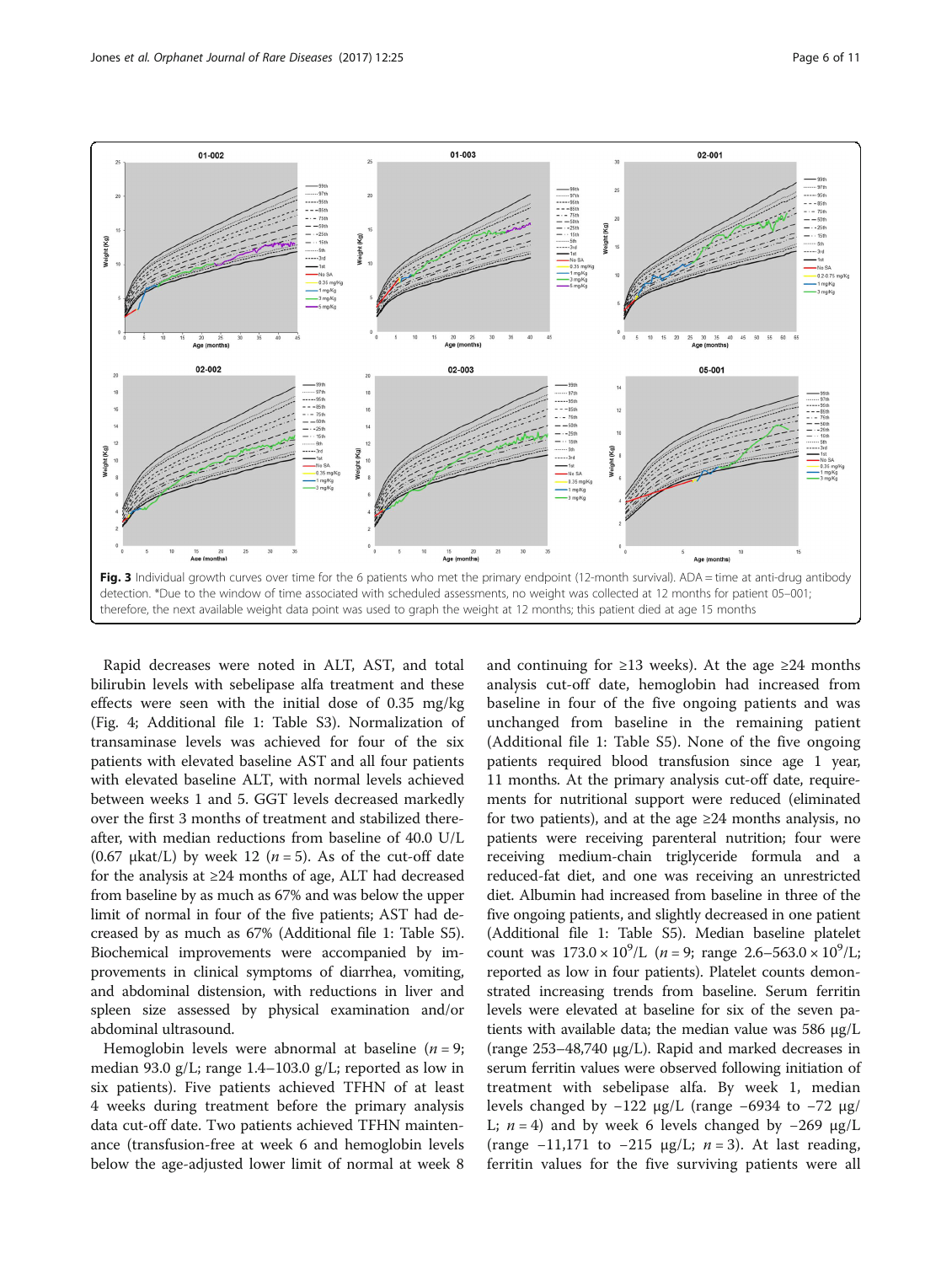01-002

Weight (Kg)

Age (months)

99th, 97th, 95th, 85th, 75th, 50th, 25th, 15th, 5th, 3rd, 1st, No SA, 0.35 mg/Kg, 1 mg/Kg, 3 mg/Kg, 5 mg/Kg

01-003

Weight (Kg)

Age (months)

99th, 97th, 95th, 85th, 75th, 50th, 25th, 15th, 5th, 3rd, 1st, No SA, 0.35 mg/Kg, 1 mg/Kg, 3 mg/Kg, 5 mg/Kg

02-001

Weight (Kg)

Age (months)

99th, 97th, 95th, 85th, 75th, 50th, 25th, 15th, 5th, 3rd, 1st, No SA, 0.2-0.75 mg/Kg, 1 mg/Kg, 3 mg/Kg

02-002

Weight (Kg)

Age (months)

99th, 97th, 95th, 85th, 75th, 50th, 25th, 15th, 5th, 3rd, 1st, No SA, 0.35 mg/Kg, 1 mg/Kg, 3 mg/Kg

02-003

Weight (Kg)

Age (months)

99th, 97th, 95th, 85th, 75th, 50th, 25th, 15th, 5th, 3rd, 1st, No SA, 0.35 mg/Kg, 1 mg/Kg, 3 mg/Kg

05-001

Weight (Kg)

Age (months)

99th, 97th, 95th, 85th, 75th, 50th, 25th, 15th, 5th, 3rd, 1st, No SA, 0.35 mg/Kg, 1 mg/Kg, 3 mg/Kg

**Fig. 3** Individual growth curves over time for the 6 patients who met the primary endpoint (12-month survival). ADA = time at anti-drug antibody detection. *Due to the window of time associated with scheduled assessments, no weight was collected at 12 months for patient 05–001; therefore, the next available weight data point was used to graph the weight at 12 months; this patient died at age 15 months

Rapid decreases were noted in ALT, AST, and total bilirubin levels with sebelipase alfa treatment and these effects were seen with the initial dose of 0.35 mg/kg (Fig. 4; Additional file 1: Table S3). Normalization of transaminase levels was achieved for four of the six patients with elevated baseline AST and all four patients with elevated baseline ALT, with normal levels achieved between weeks 1 and 5. GGT levels decreased markedly over the first 3 months of treatment and stabilized thereafter, with median reductions from baseline of 40.0 U/L (0.67 μkat/L) by week 12 ($n = 5$). As of the cut-off date for the analysis at ≥24 months of age, ALT had decreased from baseline by as much as 67% and was below the upper limit of normal in four of the five patients; AST had decreased by as much as 67% (Additional file 1: Table S5). Biochemical improvements were accompanied by improvements in clinical symptoms of diarrhea, vomiting, and abdominal distension, with reductions in liver and spleen size assessed by physical examination and/or abdominal ultrasound.

Hemoglobin levels were abnormal at baseline ($n = 9$; median 93.0 g/L; range 1.4–103.0 g/L; reported as low in six patients). Five patients achieved TFHN of at least 4 weeks during treatment before the primary analysis data cut-off date. Two patients achieved TFHN maintenance (transfusion-free at week 6 and hemoglobin levels below the age-adjusted lower limit of normal at week 8 and continuing for ≥13 weeks). At the age ≥24 months analysis cut-off date, hemoglobin had increased from baseline in four of the five ongoing patients and was unchanged from baseline in the remaining patient (Additional file 1: Table S5). None of the five ongoing patients required blood transfusion since age 1 year, 11 months. At the primary analysis cut-off date, requirements for nutritional support were reduced (eliminated for two patients), and at the age ≥24 months analysis, no patients were receiving parenteral nutrition; four were receiving medium-chain triglyceride formula and a reduced-fat diet, and one was receiving an unrestricted diet. Albumin had increased from baseline in three of the five ongoing patients, and slightly decreased in one patient (Additional file 1: Table S5). Median baseline platelet count was $173.0 \times 10^9$/L ($n = 9$; range $2.6–563.0 \times 10^9$/L; reported as low in four patients). Platelet counts demonstrated increasing trends from baseline. Serum ferritin levels were elevated at baseline for six of the seven patients with available data; the median value was 586 μg/L (range 253–48,740 μg/L). Rapid and marked decreases in serum ferritin values were observed following initiation of treatment with sebelipase alfa. By week 1, median levels changed by −122 μg/L (range −6934 to −72 μg/L; $n = 4$) and by week 6 levels changed by −269 μg/L (range −11,171 to −215 μg/L; $n = 3$). At last reading, ferritin values for the five surviving patients were all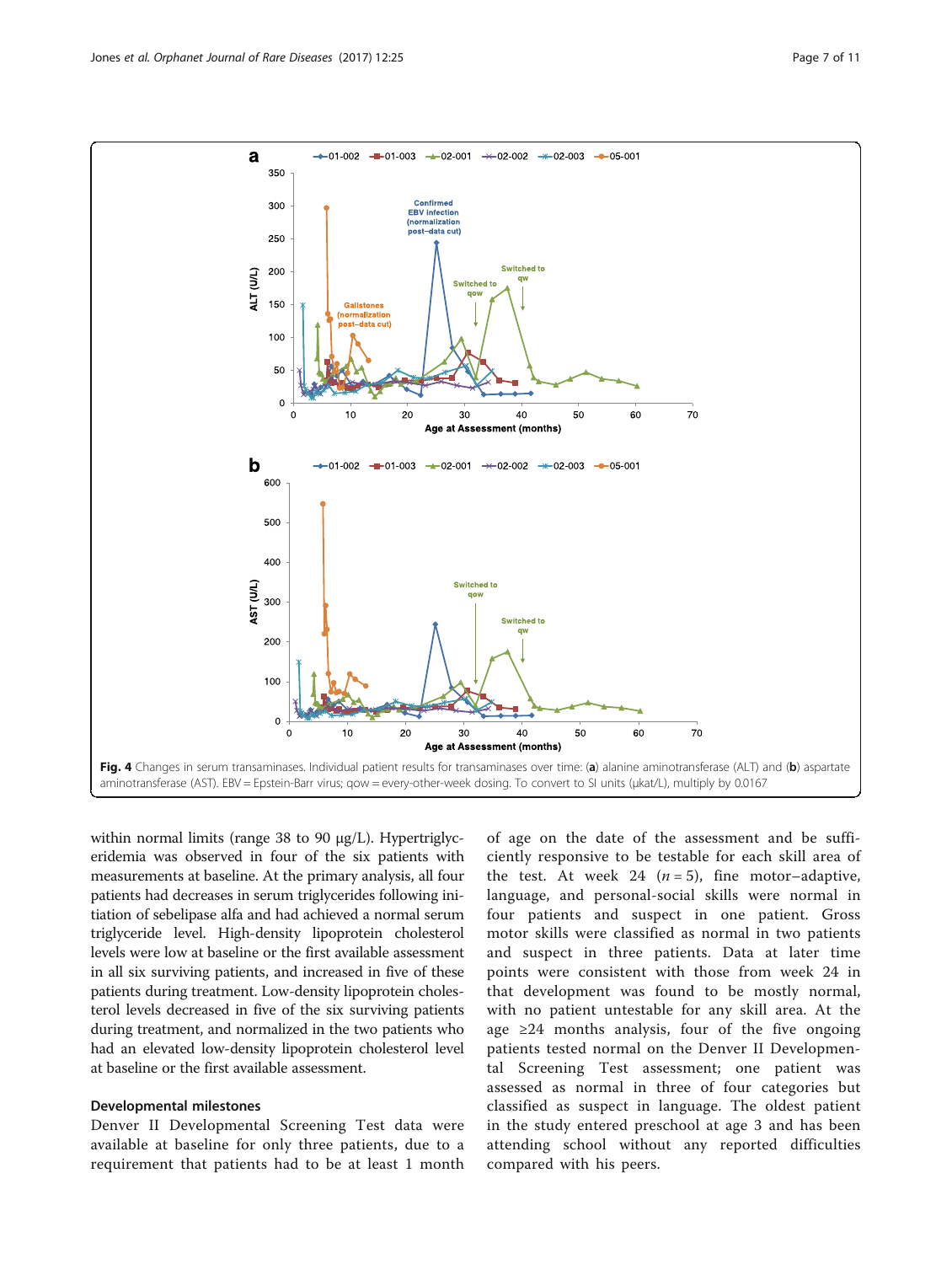a

01-002 01-003 02-001 02-002 02-003 05-001

ALT (U/L)

350
300
250
200
150
100
50
0

0 10 20 30 40 50 60 70

Age at Assessment (months)

Confirmed EBV infection (normalization post–data cut)

Gallstones (normalization post–data cut)

Switched to qow

Switched to qw

b

01-002 01-003 02-001 02-002 02-003 05-001

AST (U/L)

600
500
400
300
200
100
0

0 10 20 30 40 50 60 70

Age at Assessment (months)

Switched to qow

Switched to qw

**Fig. 4** Changes in serum transaminases. Individual patient results for transaminases over time: (**a**) alanine aminotransferase (ALT) and (**b**) aspartate aminotransferase (AST). EBV = Epstein-Barr virus; qow = every-other-week dosing. To convert to SI units (μkat/L), multiply by 0.0167

within normal limits (range 38 to 90 μg/L). Hypertriglyceridemia was observed in four of the six patients with measurements at baseline. At the primary analysis, all four patients had decreases in serum triglycerides following initiation of sebelipase alfa and had achieved a normal serum triglyceride level. High-density lipoprotein cholesterol levels were low at baseline or the first available assessment in all six surviving patients, and increased in five of these patients during treatment. Low-density lipoprotein cholesterol levels decreased in five of the six surviving patients during treatment, and normalized in the two patients who had an elevated low-density lipoprotein cholesterol level at baseline or the first available assessment.

### Developmental milestones

Denver II Developmental Screening Test data were available at baseline for only three patients, due to a requirement that patients had to be at least 1 month of age on the date of the assessment and be sufficiently responsive to be testable for each skill area of the test. At week 24 ($n = 5$), fine motor–adaptive, language, and personal-social skills were normal in four patients and suspect in one patient. Gross motor skills were classified as normal in two patients and suspect in three patients. Data at later time points were consistent with those from week 24 in that development was found to be mostly normal, with no patient untestable for any skill area. At the age ≥24 months analysis, four of the five ongoing patients tested normal on the Denver II Developmental Screening Test assessment; one patient was assessed as normal in three of four categories but classified as suspect in language. The oldest patient in the study entered preschool at age 3 and has been attending school without any reported difficulties compared with his peers.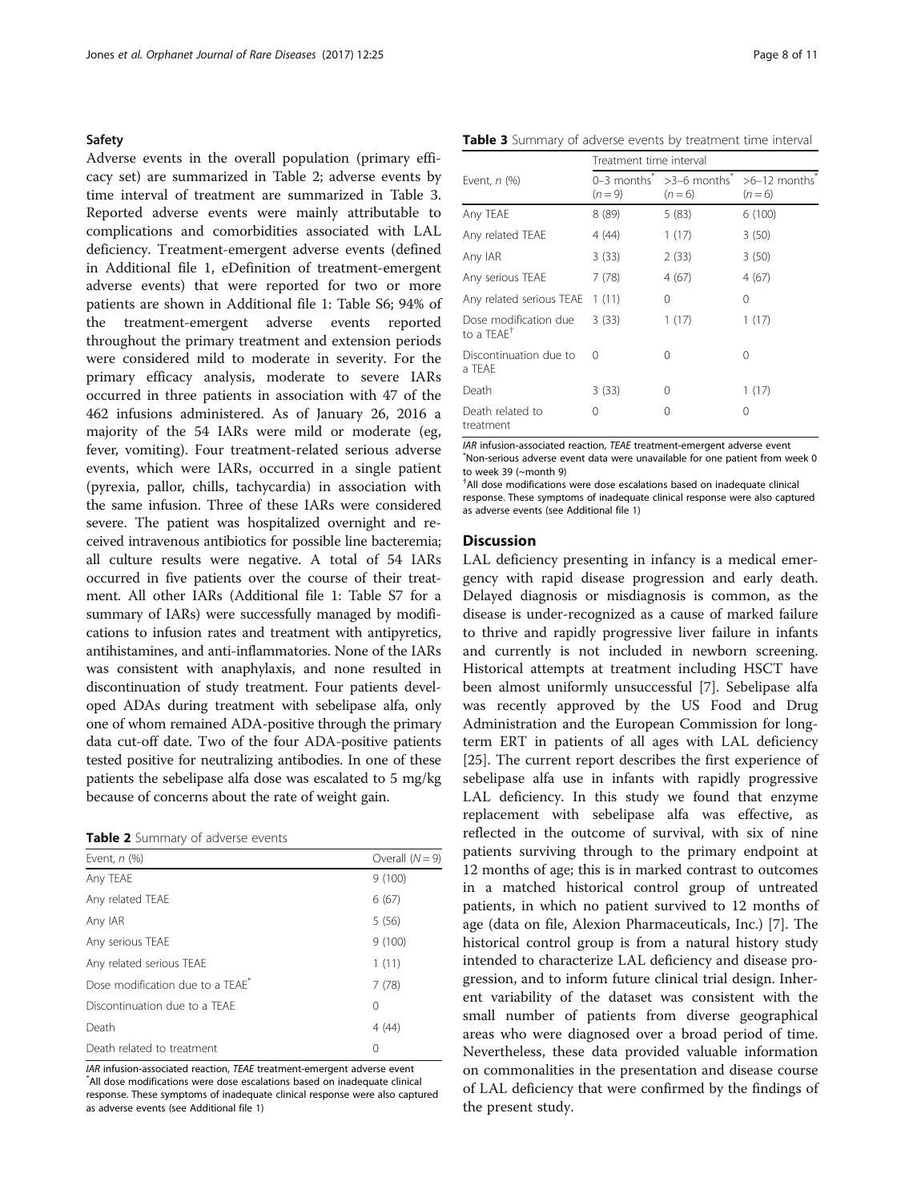### Safety

Adverse events in the overall population (primary efficacy set) are summarized in Table 2; adverse events by time interval of treatment are summarized in Table 3. Reported adverse events were mainly attributable to complications and comorbidities associated with LAL deficiency. Treatment-emergent adverse events (defined in Additional file 1, eDefinition of treatment-emergent adverse events) that were reported for two or more patients are shown in Additional file 1: Table S6; 94% of the treatment-emergent adverse events reported throughout the primary treatment and extension periods were considered mild to moderate in severity. For the primary efficacy analysis, moderate to severe IARs occurred in three patients in association with 47 of the 462 infusions administered. As of January 26, 2016 a majority of the 54 IARs were mild or moderate (eg, fever, vomiting). Four treatment-related serious adverse events, which were IARs, occurred in a single patient (pyrexia, pallor, chills, tachycardia) in association with the same infusion. Three of these IARs were considered severe. The patient was hospitalized overnight and received intravenous antibiotics for possible line bacteremia; all culture results were negative. A total of 54 IARs occurred in five patients over the course of their treatment. All other IARs (Additional file 1: Table S7 for a summary of IARs) were successfully managed by modifications to infusion rates and treatment with antipyretics, antihistamines, and anti-inflammatories. None of the IARs was consistent with anaphylaxis, and none resulted in discontinuation of study treatment. Four patients developed ADAs during treatment with sebelipase alfa, only one of whom remained ADA-positive through the primary data cut-off date. Two of the four ADA-positive patients tested positive for neutralizing antibodies. In one of these patients the sebelipase alfa dose was escalated to 5 mg/kg because of concerns about the rate of weight gain.

**Table 2** Summary of adverse events

| Event, *n* (%) | Overall ($N = 9$) |
|---|---|
| Any TEAE | 9 (100) |
| Any related TEAE | 6 (67) |
| Any IAR | 5 (56) |
| Any serious TEAE | 9 (100) |
| Any related serious TEAE | 1 (11) |
| Dose modification due to a TEAE* | 7 (78) |
| Discontinuation due to a TEAE | 0 |
| Death | 4 (44) |
| Death related to treatment | 0 |

*IAR* infusion-associated reaction, *TEAE* treatment-emergent adverse event
*All dose modifications were dose escalations based on inadequate clinical response. These symptoms of inadequate clinical response were also captured as adverse events (see Additional file 1)

**Table 3** Summary of adverse events by treatment time interval

| Event, *n* (%) | Treatment time interval | | |
|---|---|---|---|
| | 0–3 months* ($n = 9$) | >3–6 months* ($n = 6$) | >6–12 months* ($n = 6$) |
| Any TEAE | 8 (89) | 5 (83) | 6 (100) |
| Any related TEAE | 4 (44) | 1 (17) | 3 (50) |
| Any IAR | 3 (33) | 2 (33) | 3 (50) |
| Any serious TEAE | 7 (78) | 4 (67) | 4 (67) |
| Any related serious TEAE | 1 (11) | 0 | 0 |
| Dose modification due to a TEAE† | 3 (33) | 1 (17) | 1 (17) |
| Discontinuation due to a TEAE | 0 | 0 | 0 |
| Death | 3 (33) | 0 | 1 (17) |
| Death related to treatment | 0 | 0 | 0 |

*IAR* infusion-associated reaction, *TEAE* treatment-emergent adverse event
*Non-serious adverse event data were unavailable for one patient from week 0 to week 39 (~month 9)
†All dose modifications were dose escalations based on inadequate clinical response. These symptoms of inadequate clinical response were also captured as adverse events (see Additional file 1)

## Discussion

LAL deficiency presenting in infancy is a medical emergency with rapid disease progression and early death. Delayed diagnosis or misdiagnosis is common, as the disease is under-recognized as a cause of marked failure to thrive and rapidly progressive liver failure in infants and currently is not included in newborn screening. Historical attempts at treatment including HSCT have been almost uniformly unsuccessful [7]. Sebelipase alfa was recently approved by the US Food and Drug Administration and the European Commission for long-term ERT in patients of all ages with LAL deficiency [25]. The current report describes the first experience of sebelipase alfa use in infants with rapidly progressive LAL deficiency. In this study we found that enzyme replacement with sebelipase alfa was effective, as reflected in the outcome of survival, with six of nine patients surviving through to the primary endpoint at 12 months of age; this is in marked contrast to outcomes in a matched historical control group of untreated patients, in which no patient survived to 12 months of age (data on file, Alexion Pharmaceuticals, Inc.) [7]. The historical control group is from a natural history study intended to characterize LAL deficiency and disease progression, and to inform future clinical trial design. Inherent variability of the dataset was consistent with the small number of patients from diverse geographical areas who were diagnosed over a broad period of time. Nevertheless, these data provided valuable information on commonalities in the presentation and disease course of LAL deficiency that were confirmed by the findings of the present study.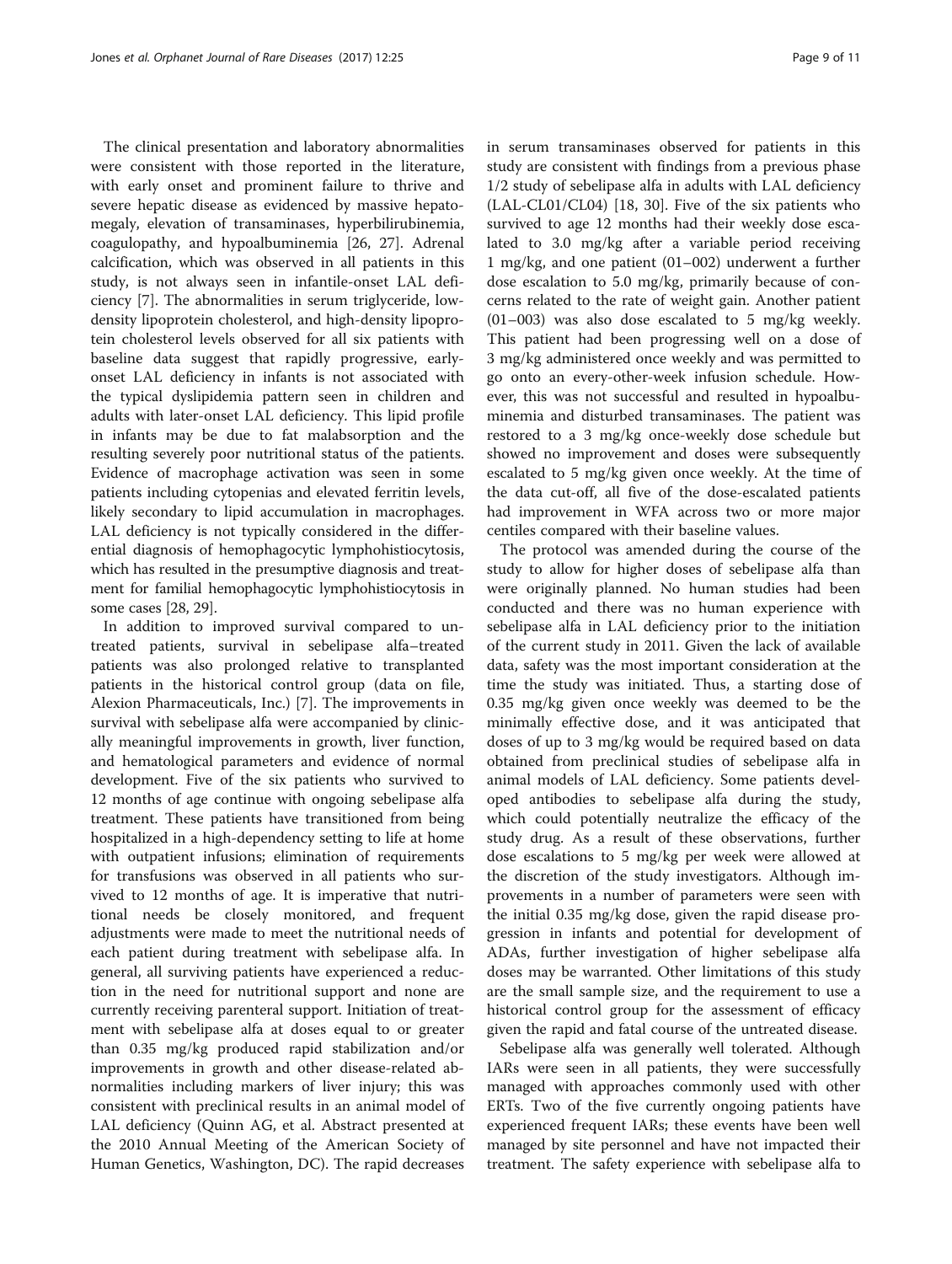The clinical presentation and laboratory abnormalities were consistent with those reported in the literature, with early onset and prominent failure to thrive and severe hepatic disease as evidenced by massive hepatomegaly, elevation of transaminases, hyperbilirubinemia, coagulopathy, and hypoalbuminemia [26, 27]. Adrenal calcification, which was observed in all patients in this study, is not always seen in infantile-onset LAL deficiency [7]. The abnormalities in serum triglyceride, low-density lipoprotein cholesterol, and high-density lipoprotein cholesterol levels observed for all six patients with baseline data suggest that rapidly progressive, early-onset LAL deficiency in infants is not associated with the typical dyslipidemia pattern seen in children and adults with later-onset LAL deficiency. This lipid profile in infants may be due to fat malabsorption and the resulting severely poor nutritional status of the patients. Evidence of macrophage activation was seen in some patients including cytopenias and elevated ferritin levels, likely secondary to lipid accumulation in macrophages. LAL deficiency is not typically considered in the differential diagnosis of hemophagocytic lymphohistiocytosis, which has resulted in the presumptive diagnosis and treatment for familial hemophagocytic lymphohistiocytosis in some cases [28, 29].

In addition to improved survival compared to untreated patients, survival in sebelipase alfa–treated patients was also prolonged relative to transplanted patients in the historical control group (data on file, Alexion Pharmaceuticals, Inc.) [7]. The improvements in survival with sebelipase alfa were accompanied by clinically meaningful improvements in growth, liver function, and hematological parameters and evidence of normal development. Five of the six patients who survived to 12 months of age continue with ongoing sebelipase alfa treatment. These patients have transitioned from being hospitalized in a high-dependency setting to life at home with outpatient infusions; elimination of requirements for transfusions was observed in all patients who survived to 12 months of age. It is imperative that nutritional needs be closely monitored, and frequent adjustments were made to meet the nutritional needs of each patient during treatment with sebelipase alfa. In general, all surviving patients have experienced a reduction in the need for nutritional support and none are currently receiving parenteral support. Initiation of treatment with sebelipase alfa at doses equal to or greater than 0.35 mg/kg produced rapid stabilization and/or improvements in growth and other disease-related abnormalities including markers of liver injury; this was consistent with preclinical results in an animal model of LAL deficiency (Quinn AG, et al. Abstract presented at the 2010 Annual Meeting of the American Society of Human Genetics, Washington, DC). The rapid decreases in serum transaminases observed for patients in this study are consistent with findings from a previous phase 1/2 study of sebelipase alfa in adults with LAL deficiency (LAL-CL01/CL04) [18, 30]. Five of the six patients who survived to age 12 months had their weekly dose escalated to 3.0 mg/kg after a variable period receiving 1 mg/kg, and one patient (01–002) underwent a further dose escalation to 5.0 mg/kg, primarily because of concerns related to the rate of weight gain. Another patient (01–003) was also dose escalated to 5 mg/kg weekly. This patient had been progressing well on a dose of 3 mg/kg administered once weekly and was permitted to go onto an every-other-week infusion schedule. However, this was not successful and resulted in hypoalbuminemia and disturbed transaminases. The patient was restored to a 3 mg/kg once-weekly dose schedule but showed no improvement and doses were subsequently escalated to 5 mg/kg given once weekly. At the time of the data cut-off, all five of the dose-escalated patients had improvement in WFA across two or more major centiles compared with their baseline values.

The protocol was amended during the course of the study to allow for higher doses of sebelipase alfa than were originally planned. No human studies had been conducted and there was no human experience with sebelipase alfa in LAL deficiency prior to the initiation of the current study in 2011. Given the lack of available data, safety was the most important consideration at the time the study was initiated. Thus, a starting dose of 0.35 mg/kg given once weekly was deemed to be the minimally effective dose, and it was anticipated that doses of up to 3 mg/kg would be required based on data obtained from preclinical studies of sebelipase alfa in animal models of LAL deficiency. Some patients developed antibodies to sebelipase alfa during the study, which could potentially neutralize the efficacy of the study drug. As a result of these observations, further dose escalations to 5 mg/kg per week were allowed at the discretion of the study investigators. Although improvements in a number of parameters were seen with the initial 0.35 mg/kg dose, given the rapid disease progression in infants and potential for development of ADAs, further investigation of higher sebelipase alfa doses may be warranted. Other limitations of this study are the small sample size, and the requirement to use a historical control group for the assessment of efficacy given the rapid and fatal course of the untreated disease.

Sebelipase alfa was generally well tolerated. Although IARs were seen in all patients, they were successfully managed with approaches commonly used with other ERTs. Two of the five currently ongoing patients have experienced frequent IARs; these events have been well managed by site personnel and have not impacted their treatment. The safety experience with sebelipase alfa to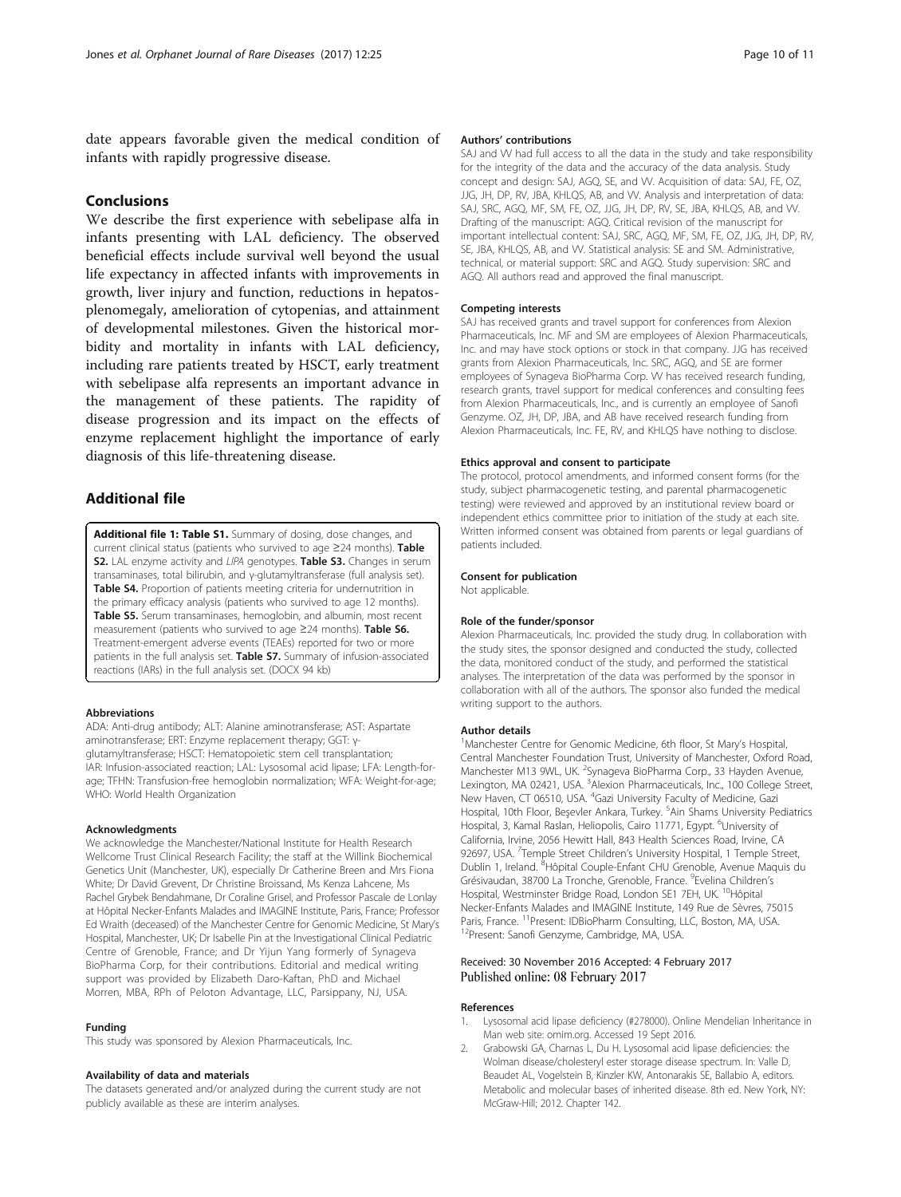date appears favorable given the medical condition of infants with rapidly progressive disease.

## Conclusions

We describe the first experience with sebelipase alfa in infants presenting with LAL deficiency. The observed beneficial effects include survival well beyond the usual life expectancy in affected infants with improvements in growth, liver injury and function, reductions in hepatosplenomegaly, amelioration of cytopenias, and attainment of developmental milestones. Given the historical morbidity and mortality in infants with LAL deficiency, including rare patients treated by HSCT, early treatment with sebelipase alfa represents an important advance in the management of these patients. The rapidity of disease progression and its impact on the effects of enzyme replacement highlight the importance of early diagnosis of this life-threatening disease.

## Additional file

**Additional file 1: Table S1.** Summary of dosing, dose changes, and current clinical status (patients who survived to age ≥24 months). **Table S2.** LAL enzyme activity and *LIPA* genotypes. **Table S3.** Changes in serum transaminases, total bilirubin, and γ-glutamyltransferase (full analysis set). **Table S4.** Proportion of patients meeting criteria for undernutrition in the primary efficacy analysis (patients who survived to age 12 months). **Table S5.** Serum transaminases, hemoglobin, and albumin, most recent measurement (patients who survived to age ≥24 months). **Table S6.** Treatment-emergent adverse events (TEAEs) reported for two or more patients in the full analysis set. **Table S7.** Summary of infusion-associated reactions (IARs) in the full analysis set. (DOCX 94 kb)

#### Abbreviations

ADA: Anti-drug antibody; ALT: Alanine aminotransferase; AST: Aspartate aminotransferase; ERT: Enzyme replacement therapy; GGT: γ-glutamyltransferase; HSCT: Hematopoietic stem cell transplantation; IAR: Infusion-associated reaction; LAL: Lysosomal acid lipase; LFA: Length-for-age; TFHN: Transfusion-free hemoglobin normalization; WFA: Weight-for-age; WHO: World Health Organization

#### Acknowledgments

We acknowledge the Manchester/National Institute for Health Research Wellcome Trust Clinical Research Facility; the staff at the Willink Biochemical Genetics Unit (Manchester, UK), especially Dr Catherine Breen and Mrs Fiona White; Dr David Grevent, Dr Christine Broissand, Ms Kenza Lahcene, Ms Rachel Grybek Bendahmane, Dr Coraline Grisel, and Professor Pascale de Lonlay at Hôpital Necker-Enfants Malades and IMAGINE Institute, Paris, France; Professor Ed Wraith (deceased) of the Manchester Centre for Genomic Medicine, St Mary's Hospital, Manchester, UK; Dr Isabelle Pin at the Investigational Clinical Pediatric Centre of Grenoble, France; and Dr Yijun Yang formerly of Synageva BioPharma Corp, for their contributions. Editorial and medical writing support was provided by Elizabeth Daro-Kaftan, PhD and Michael Morren, MBA, RPh of Peloton Advantage, LLC, Parsippany, NJ, USA.

#### Funding

This study was sponsored by Alexion Pharmaceuticals, Inc.

#### Availability of data and materials

The datasets generated and/or analyzed during the current study are not publicly available as these are interim analyses.

#### Authors' contributions

SAJ and VV had full access to all the data in the study and take responsibility for the integrity of the data and the accuracy of the data analysis. Study concept and design: SAJ, AGQ, SE, and VV. Acquisition of data: SAJ, FE, OZ, JJG, JH, DP, RV, JBA, KHLQS, AB, and VV. Analysis and interpretation of data: SAJ, SRC, AGQ, MF, SM, FE, OZ, JJG, JH, DP, RV, SE, JBA, KHLQS, AB, and VV. Drafting of the manuscript: AGQ. Critical revision of the manuscript for important intellectual content: SAJ, SRC, AGQ, MF, SM, FE, OZ, JJG, JH, DP, RV, SE, JBA, KHLQS, AB, and VV. Statistical analysis: SE and SM. Administrative, technical, or material support: SRC and AGQ. Study supervision: SRC and AGQ. All authors read and approved the final manuscript.

#### Competing interests

SAJ has received grants and travel support for conferences from Alexion Pharmaceuticals, Inc. MF and SM are employees of Alexion Pharmaceuticals, Inc. and may have stock options or stock in that company. JJG has received grants from Alexion Pharmaceuticals, Inc. SRC, AGQ, and SE are former employees of Synageva BioPharma Corp. VV has received research funding, research grants, travel support for medical conferences and consulting fees from Alexion Pharmaceuticals, Inc., and is currently an employee of Sanofi Genzyme. OZ, JH, DP, JBA, and AB have received research funding from Alexion Pharmaceuticals, Inc. FE, RV, and KHLQS have nothing to disclose.

#### Ethics approval and consent to participate

The protocol, protocol amendments, and informed consent forms (for the study, subject pharmacogenetic testing, and parental pharmacogenetic testing) were reviewed and approved by an institutional review board or independent ethics committee prior to initiation of the study at each site. Written informed consent was obtained from parents or legal guardians of patients included.

#### Consent for publication

Not applicable.

#### Role of the funder/sponsor

Alexion Pharmaceuticals, Inc. provided the study drug. In collaboration with the study sites, the sponsor designed and conducted the study, collected the data, monitored conduct of the study, and performed the statistical analyses. The interpretation of the data was performed by the sponsor in collaboration with all of the authors. The sponsor also funded the medical writing support to the authors.

#### Author details

[1]Manchester Centre for Genomic Medicine, 6th floor, St Mary's Hospital, Central Manchester Foundation Trust, University of Manchester, Oxford Road, Manchester M13 9WL, UK. [2]Synageva BioPharma Corp., 33 Hayden Avenue, Lexington, MA 02421, USA. [3]Alexion Pharmaceuticals, Inc., 100 College Street, New Haven, CT 06510, USA. [4]Gazi University Faculty of Medicine, Gazi Hospital, 10th Floor, Beşevler Ankara, Turkey. [5]Ain Shams University Pediatrics Hospital, 3, Kamal Raslan, Heliopolis, Cairo 11771, Egypt. [6]University of California, Irvine, 2056 Hewitt Hall, 843 Health Sciences Road, Irvine, CA 92697, USA. [7]Temple Street Children's University Hospital, 1 Temple Street, Dublin 1, Ireland. [8]Hôpital Couple-Enfant CHU Grenoble, Avenue Maquis du Grésivaudan, 38700 La Tronche, Grenoble, France. [9]Evelina Children's Hospital, Westminster Bridge Road, London SE1 7EH, UK. [10]Hôpital Necker-Enfants Malades and IMAGINE Institute, 149 Rue de Sèvres, 75015 Paris, France. [11]Present: IDBioPharm Consulting, LLC, Boston, MA, USA. [12]Present: Sanofi Genzyme, Cambridge, MA, USA.

Received: 30 November 2016 Accepted: 4 February 2017
Published online: 08 February 2017

#### References

1. Lysosomal acid lipase deficiency (#278000). Online Mendelian Inheritance in Man web site: omim.org. Accessed 19 Sept 2016.
2. Grabowski GA, Charnas L, Du H. Lysosomal acid lipase deficiencies: the Wolman disease/cholesteryl ester storage disease spectrum. In: Valle D, Beaudet AL, Vogelstein B, Kinzler KW, Antonarakis SE, Ballabio A, editors. Metabolic and molecular bases of inherited disease. 8th ed. New York, NY: McGraw-Hill; 2012. Chapter 142.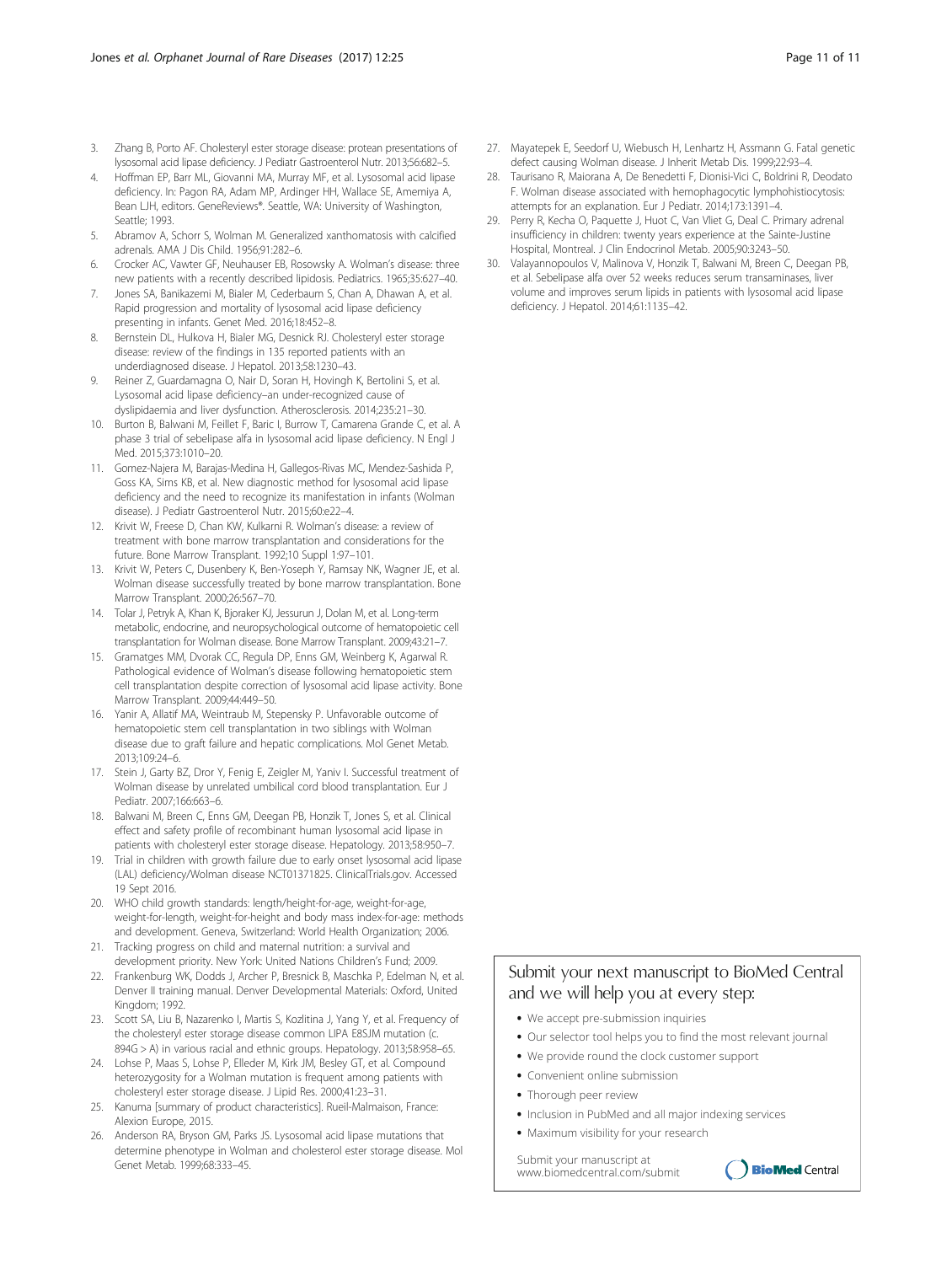3. Zhang B, Porto AF. Cholesteryl ester storage disease: protean presentations of lysosomal acid lipase deficiency. J Pediatr Gastroenterol Nutr. 2013;56:682–5.
4. Hoffman EP, Barr ML, Giovanni MA, Murray MF, et al. Lysosomal acid lipase deficiency. In: Pagon RA, Adam MP, Ardinger HH, Wallace SE, Amemiya A, Bean LJH, editors. GeneReviews®. Seattle, WA: University of Washington, Seattle; 1993.
5. Abramov A, Schorr S, Wolman M. Generalized xanthomatosis with calcified adrenals. AMA J Dis Child. 1956;91:282–6.
6. Crocker AC, Vawter GF, Neuhauser EB, Rosowsky A. Wolman's disease: three new patients with a recently described lipidosis. Pediatrics. 1965;35:627–40.
7. Jones SA, Banikazemi M, Bialer M, Cederbaum S, Chan A, Dhawan A, et al. Rapid progression and mortality of lysosomal acid lipase deficiency presenting in infants. Genet Med. 2016;18:452–8.
8. Bernstein DL, Hulkova H, Bialer MG, Desnick RJ. Cholesteryl ester storage disease: review of the findings in 135 reported patients with an underdiagnosed disease. J Hepatol. 2013;58:1230–43.
9. Reiner Z, Guardamagna O, Nair D, Soran H, Hovingh K, Bertolini S, et al. Lysosomal acid lipase deficiency–an under-recognized cause of dyslipidaemia and liver dysfunction. Atherosclerosis. 2014;235:21–30.
10. Burton B, Balwani M, Feillet F, Baric I, Burrow T, Camarena Grande C, et al. A phase 3 trial of sebelipase alfa in lysosomal acid lipase deficiency. N Engl J Med. 2015;373:1010–20.
11. Gomez-Najera M, Barajas-Medina H, Gallegos-Rivas MC, Mendez-Sashida P, Goss KA, Sims KB, et al. New diagnostic method for lysosomal acid lipase deficiency and the need to recognize its manifestation in infants (Wolman disease). J Pediatr Gastroenterol Nutr. 2015;60:e22–4.
12. Krivit W, Freese D, Chan KW, Kulkarni R. Wolman's disease: a review of treatment with bone marrow transplantation and considerations for the future. Bone Marrow Transplant. 1992;10 Suppl 1:97–101.
13. Krivit W, Peters C, Dusenbery K, Ben-Yoseph Y, Ramsay NK, Wagner JE, et al. Wolman disease successfully treated by bone marrow transplantation. Bone Marrow Transplant. 2000;26:567–70.
14. Tolar J, Petryk A, Khan K, Bjoraker KJ, Jessurun J, Dolan M, et al. Long-term metabolic, endocrine, and neuropsychological outcome of hematopoietic cell transplantation for Wolman disease. Bone Marrow Transplant. 2009;43:21–7.
15. Gramatges MM, Dvorak CC, Regula DP, Enns GM, Weinberg K, Agarwal R. Pathological evidence of Wolman's disease following hematopoietic stem cell transplantation despite correction of lysosomal acid lipase activity. Bone Marrow Transplant. 2009;44:449–50.
16. Yanir A, Allatif MA, Weintraub M, Stepensky P. Unfavorable outcome of hematopoietic stem cell transplantation in two siblings with Wolman disease due to graft failure and hepatic complications. Mol Genet Metab. 2013;109:24–6.
17. Stein J, Garty BZ, Dror Y, Fenig E, Zeigler M, Yaniv I. Successful treatment of Wolman disease by unrelated umbilical cord blood transplantation. Eur J Pediatr. 2007;166:663–6.
18. Balwani M, Breen C, Enns GM, Deegan PB, Honzik T, Jones S, et al. Clinical effect and safety profile of recombinant human lysosomal acid lipase in patients with cholesteryl ester storage disease. Hepatology. 2013;58:950–7.
19. Trial in children with growth failure due to early onset lysosomal acid lipase (LAL) deficiency/Wolman disease NCT01371825. ClinicalTrials.gov. Accessed 19 Sept 2016.
20. WHO child growth standards: length/height-for-age, weight-for-age, weight-for-length, weight-for-height and body mass index-for-age: methods and development. Geneva, Switzerland: World Health Organization; 2006.
21. Tracking progress on child and maternal nutrition: a survival and development priority. New York: United Nations Children's Fund; 2009.
22. Frankenburg WK, Dodds J, Archer P, Bresnick B, Maschka P, Edelman N, et al. Denver II training manual. Denver Developmental Materials: Oxford, United Kingdom; 1992.
23. Scott SA, Liu B, Nazarenko I, Martis S, Kozlitina J, Yang Y, et al. Frequency of the cholesteryl ester storage disease common LIPA E8SJM mutation (c. 894G > A) in various racial and ethnic groups. Hepatology. 2013;58:958–65.
24. Lohse P, Maas S, Lohse P, Elleder M, Kirk JM, Besley GT, et al. Compound heterozygosity for a Wolman mutation is frequent among patients with cholesteryl ester storage disease. J Lipid Res. 2000;41:23–31.
25. Kanuma [summary of product characteristics]. Rueil-Malmaison, France: Alexion Europe, 2015.
26. Anderson RA, Bryson GM, Parks JS. Lysosomal acid lipase mutations that determine phenotype in Wolman and cholesterol ester storage disease. Mol Genet Metab. 1999;68:333–45.
27. Mayatepek E, Seedorf U, Wiebusch H, Lenhartz H, Assmann G. Fatal genetic defect causing Wolman disease. J Inherit Metab Dis. 1999;22:93–4.
28. Taurisano R, Maiorana A, De Benedetti F, Dionisi-Vici C, Boldrini R, Deodato F. Wolman disease associated with hemophagocytic lymphohistiocytosis: attempts for an explanation. Eur J Pediatr. 2014;173:1391–4.
29. Perry R, Kecha O, Paquette J, Huot C, Van Vliet G, Deal C. Primary adrenal insufficiency in children: twenty years experience at the Sainte-Justine Hospital, Montreal. J Clin Endocrinol Metab. 2005;90:3243–50.
30. Valayannopoulos V, Malinova V, Honzik T, Balwani M, Breen C, Deegan PB, et al. Sebelipase alfa over 52 weeks reduces serum transaminases, liver volume and improves serum lipids in patients with lysosomal acid lipase deficiency. J Hepatol. 2014;61:1135–42.

Submit your next manuscript to BioMed Central and we will help you at every step:

- We accept pre-submission inquiries
- Our selector tool helps you to find the most relevant journal
- We provide round the clock customer support
- Convenient online submission
- Thorough peer review
- Inclusion in PubMed and all major indexing services
- Maximum visibility for your research

Submit your manuscript at www.biomedcentral.com/submit

BioMed Central